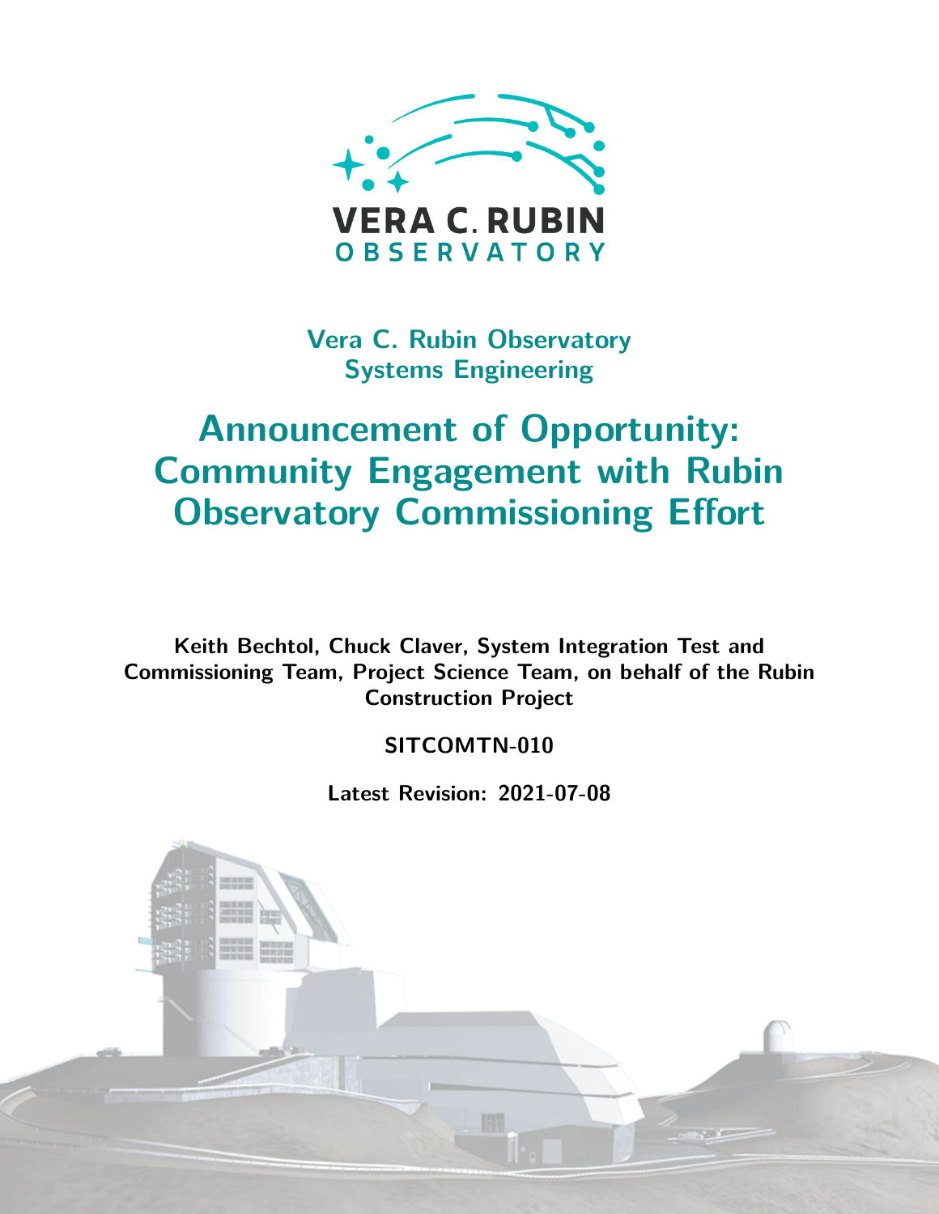VERA C. RUBIN
OBSERVATORY

Vera C. Rubin Observatory
Systems Engineering

# Announcement of Opportunity: Community Engagement with Rubin Observatory Commissioning Effort

**Keith Bechtol, Chuck Claver, System Integration Test and Commissioning Team, Project Science Team, on behalf of the Rubin Construction Project**

**SITCOMTN-010**

**Latest Revision: 2021-07-08**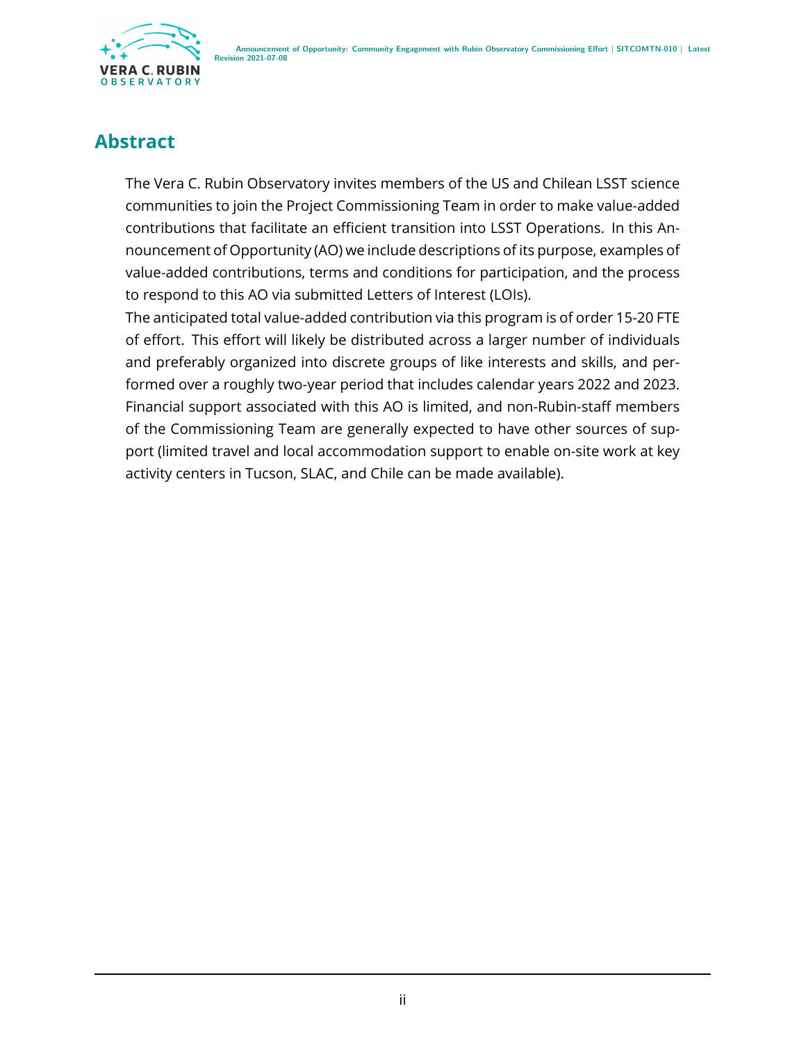## Abstract

The Vera C. Rubin Observatory invites members of the US and Chilean LSST science communities to join the Project Commissioning Team in order to make value-added contributions that facilitate an efficient transition into LSST Operations. In this Announcement of Opportunity (AO) we include descriptions of its purpose, examples of value-added contributions, terms and conditions for participation, and the process to respond to this AO via submitted Letters of Interest (LOIs).

The anticipated total value-added contribution via this program is of order 15-20 FTE of effort. This effort will likely be distributed across a larger number of individuals and preferably organized into discrete groups of like interests and skills, and performed over a roughly two-year period that includes calendar years 2022 and 2023. Financial support associated with this AO is limited, and non-Rubin-staff members of the Commissioning Team are generally expected to have other sources of support (limited travel and local accommodation support to enable on-site work at key activity centers in Tucson, SLAC, and Chile can be made available).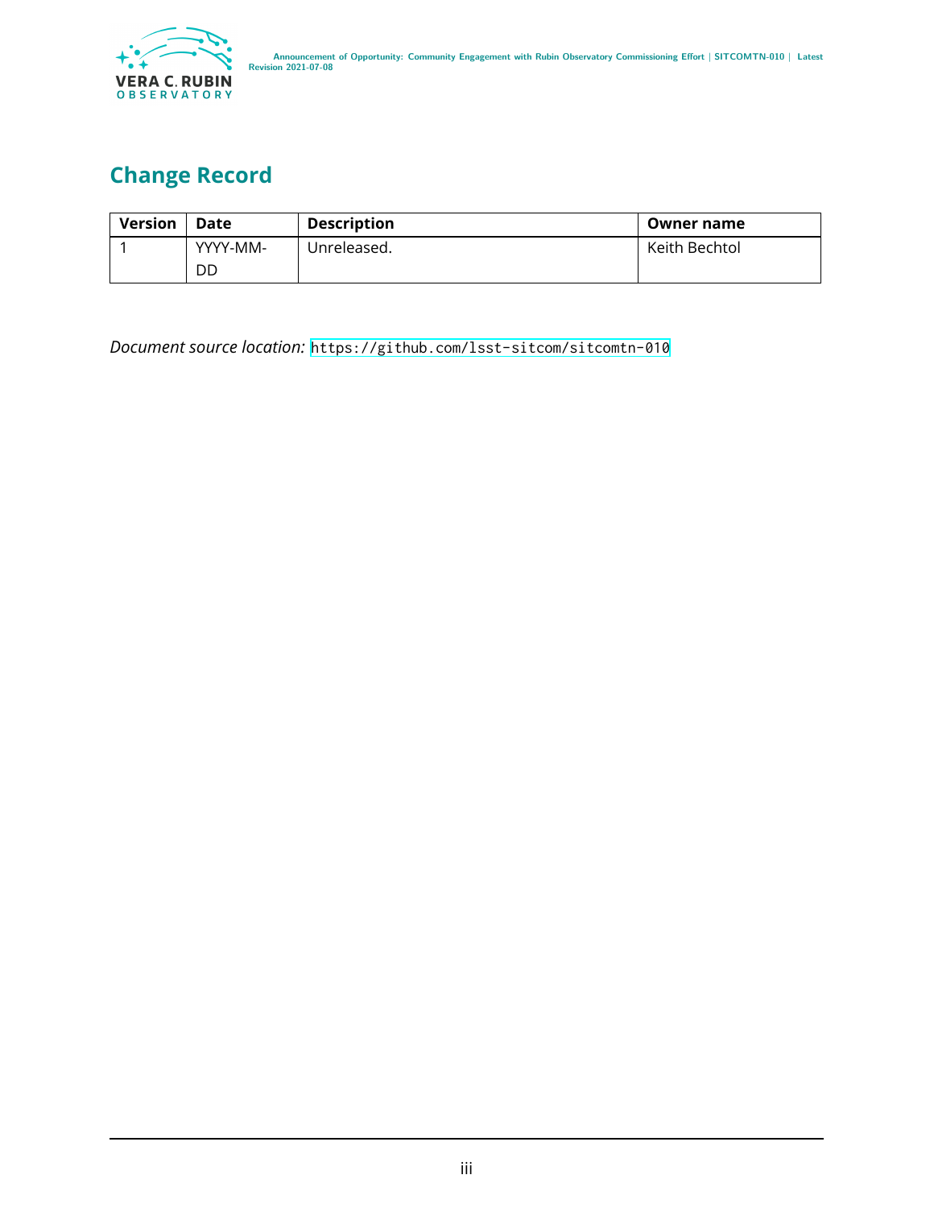## Change Record

| Version | Date | Description | Owner name |
| --- | --- | --- | --- |
| 1 | YYYY-MM-DD | Unreleased. | Keith Bechtol |

*Document source location:* https://github.com/lsst-sitcom/sitcomtn-010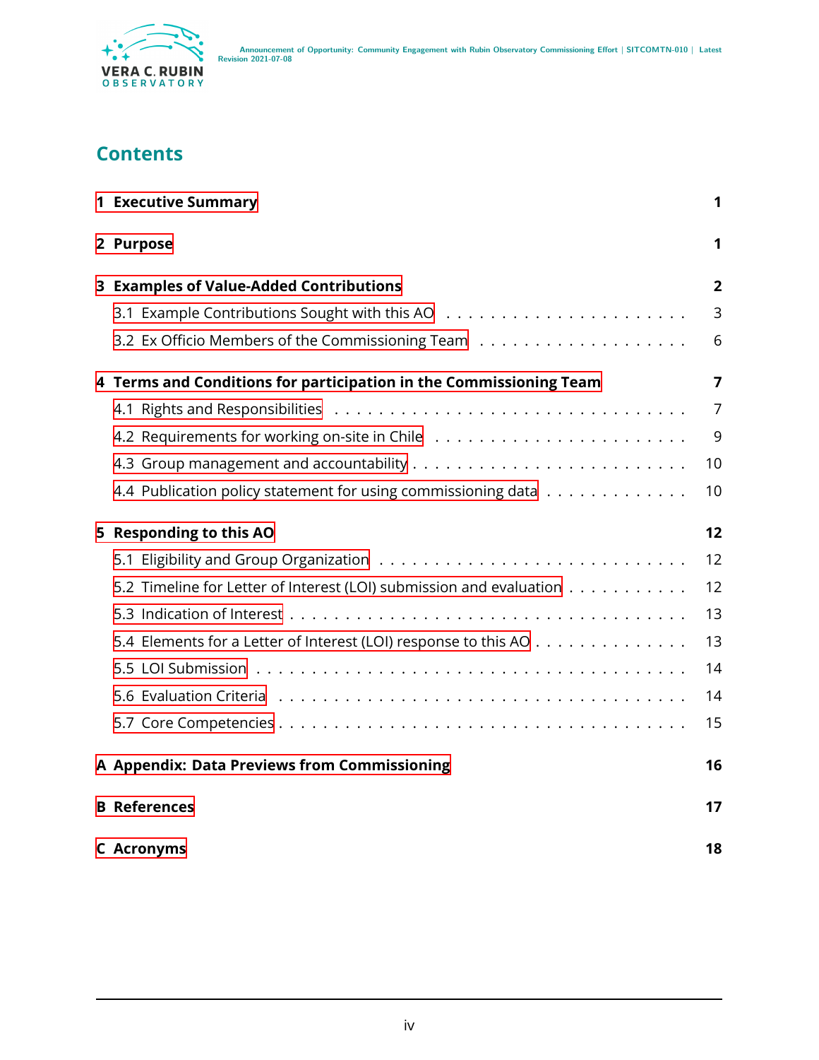# Contents

- **1 Executive Summary** — **1**
- **2 Purpose** — **1**
- **3 Examples of Value-Added Contributions** — **2**
  - 3.1 Example Contributions Sought with this AO — 3
  - 3.2 Ex Officio Members of the Commissioning Team — 6
- **4 Terms and Conditions for participation in the Commissioning Team** — **7**
  - 4.1 Rights and Responsibilities — 7
  - 4.2 Requirements for working on-site in Chile — 9
  - 4.3 Group management and accountability — 10
  - 4.4 Publication policy statement for using commissioning data — 10
- **5 Responding to this AO** — **12**
  - 5.1 Eligibility and Group Organization — 12
  - 5.2 Timeline for Letter of Interest (LOI) submission and evaluation — 12
  - 5.3 Indication of Interest — 13
  - 5.4 Elements for a Letter of Interest (LOI) response to this AO — 13
  - 5.5 LOI Submission — 14
  - 5.6 Evaluation Criteria — 14
  - 5.7 Core Competencies — 15
- **A Appendix: Data Previews from Commissioning** — **16**
- **B References** — **17**
- **C Acronyms** — **18**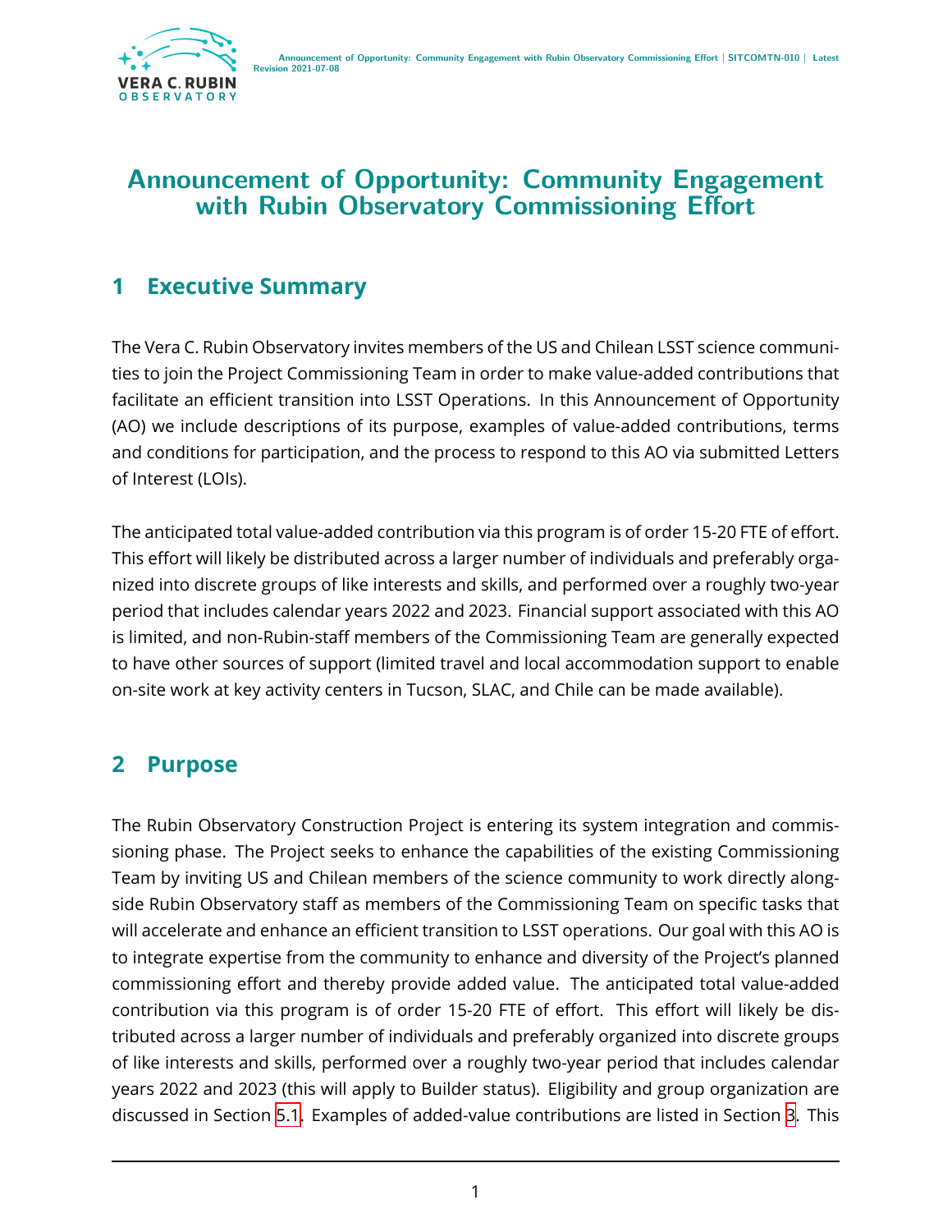# Announcement of Opportunity: Community Engagement with Rubin Observatory Commissioning Effort

## 1 Executive Summary

The Vera C. Rubin Observatory invites members of the US and Chilean LSST science communities to join the Project Commissioning Team in order to make value-added contributions that facilitate an efficient transition into LSST Operations. In this Announcement of Opportunity (AO) we include descriptions of its purpose, examples of value-added contributions, terms and conditions for participation, and the process to respond to this AO via submitted Letters of Interest (LOIs).

The anticipated total value-added contribution via this program is of order 15-20 FTE of effort. This effort will likely be distributed across a larger number of individuals and preferably organized into discrete groups of like interests and skills, and performed over a roughly two-year period that includes calendar years 2022 and 2023. Financial support associated with this AO is limited, and non-Rubin-staff members of the Commissioning Team are generally expected to have other sources of support (limited travel and local accommodation support to enable on-site work at key activity centers in Tucson, SLAC, and Chile can be made available).

## 2 Purpose

The Rubin Observatory Construction Project is entering its system integration and commissioning phase. The Project seeks to enhance the capabilities of the existing Commissioning Team by inviting US and Chilean members of the science community to work directly alongside Rubin Observatory staff as members of the Commissioning Team on specific tasks that will accelerate and enhance an efficient transition to LSST operations. Our goal with this AO is to integrate expertise from the community to enhance and diversity of the Project's planned commissioning effort and thereby provide added value. The anticipated total value-added contribution via this program is of order 15-20 FTE of effort. This effort will likely be distributed across a larger number of individuals and preferably organized into discrete groups of like interests and skills, performed over a roughly two-year period that includes calendar years 2022 and 2023 (this will apply to Builder status). Eligibility and group organization are discussed in Section 5.1. Examples of added-value contributions are listed in Section 3. This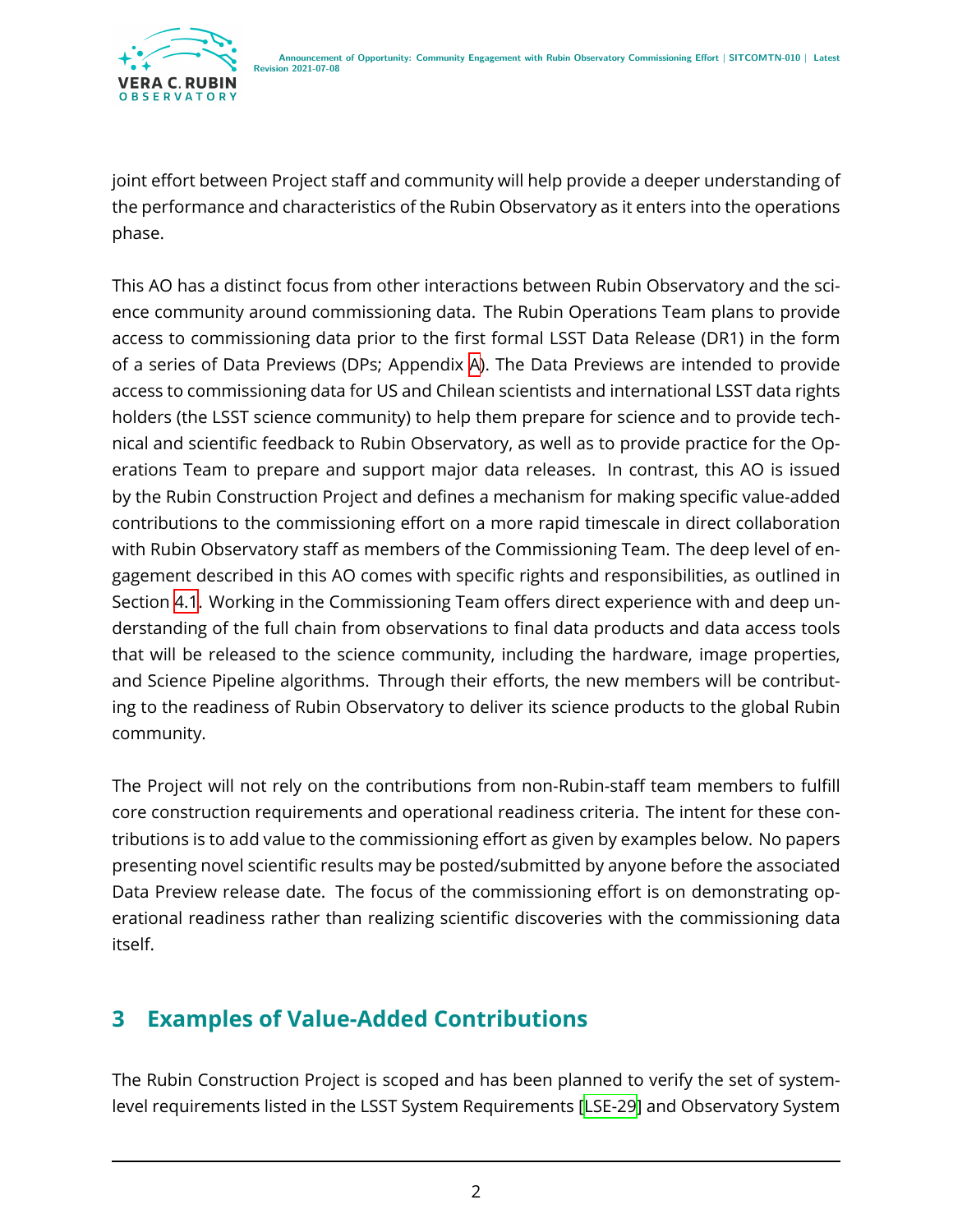joint effort between Project staff and community will help provide a deeper understanding of the performance and characteristics of the Rubin Observatory as it enters into the operations phase.

This AO has a distinct focus from other interactions between Rubin Observatory and the science community around commissioning data. The Rubin Operations Team plans to provide access to commissioning data prior to the first formal LSST Data Release (DR1) in the form of a series of Data Previews (DPs; Appendix A). The Data Previews are intended to provide access to commissioning data for US and Chilean scientists and international LSST data rights holders (the LSST science community) to help them prepare for science and to provide technical and scientific feedback to Rubin Observatory, as well as to provide practice for the Operations Team to prepare and support major data releases. In contrast, this AO is issued by the Rubin Construction Project and defines a mechanism for making specific value-added contributions to the commissioning effort on a more rapid timescale in direct collaboration with Rubin Observatory staff as members of the Commissioning Team. The deep level of engagement described in this AO comes with specific rights and responsibilities, as outlined in Section 4.1. Working in the Commissioning Team offers direct experience with and deep understanding of the full chain from observations to final data products and data access tools that will be released to the science community, including the hardware, image properties, and Science Pipeline algorithms. Through their efforts, the new members will be contributing to the readiness of Rubin Observatory to deliver its science products to the global Rubin community.

The Project will not rely on the contributions from non-Rubin-staff team members to fulfill core construction requirements and operational readiness criteria. The intent for these contributions is to add value to the commissioning effort as given by examples below. No papers presenting novel scientific results may be posted/submitted by anyone before the associated Data Preview release date. The focus of the commissioning effort is on demonstrating operational readiness rather than realizing scientific discoveries with the commissioning data itself.

## 3 Examples of Value-Added Contributions

The Rubin Construction Project is scoped and has been planned to verify the set of system-level requirements listed in the LSST System Requirements [LSE-29] and Observatory System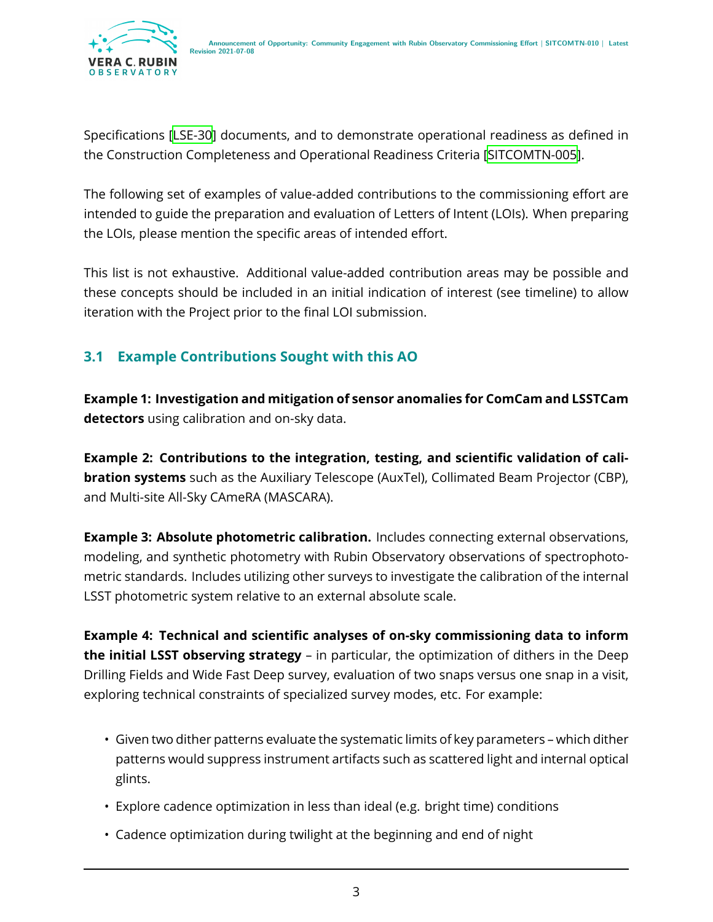Specifications [LSE-30] documents, and to demonstrate operational readiness as defined in the Construction Completeness and Operational Readiness Criteria [SITCOMTN-005].

The following set of examples of value-added contributions to the commissioning effort are intended to guide the preparation and evaluation of Letters of Intent (LOIs). When preparing the LOIs, please mention the specific areas of intended effort.

This list is not exhaustive. Additional value-added contribution areas may be possible and these concepts should be included in an initial indication of interest (see timeline) to allow iteration with the Project prior to the final LOI submission.

## 3.1 Example Contributions Sought with this AO

**Example 1: Investigation and mitigation of sensor anomalies for ComCam and LSSTCam detectors** using calibration and on-sky data.

**Example 2: Contributions to the integration, testing, and scientific validation of calibration systems** such as the Auxiliary Telescope (AuxTel), Collimated Beam Projector (CBP), and Multi-site All-Sky CAmeRA (MASCARA).

**Example 3: Absolute photometric calibration.** Includes connecting external observations, modeling, and synthetic photometry with Rubin Observatory observations of spectrophotometric standards. Includes utilizing other surveys to investigate the calibration of the internal LSST photometric system relative to an external absolute scale.

**Example 4: Technical and scientific analyses of on-sky commissioning data to inform the initial LSST observing strategy** – in particular, the optimization of dithers in the Deep Drilling Fields and Wide Fast Deep survey, evaluation of two snaps versus one snap in a visit, exploring technical constraints of specialized survey modes, etc. For example:

- Given two dither patterns evaluate the systematic limits of key parameters – which dither patterns would suppress instrument artifacts such as scattered light and internal optical glints.
- Explore cadence optimization in less than ideal (e.g. bright time) conditions
- Cadence optimization during twilight at the beginning and end of night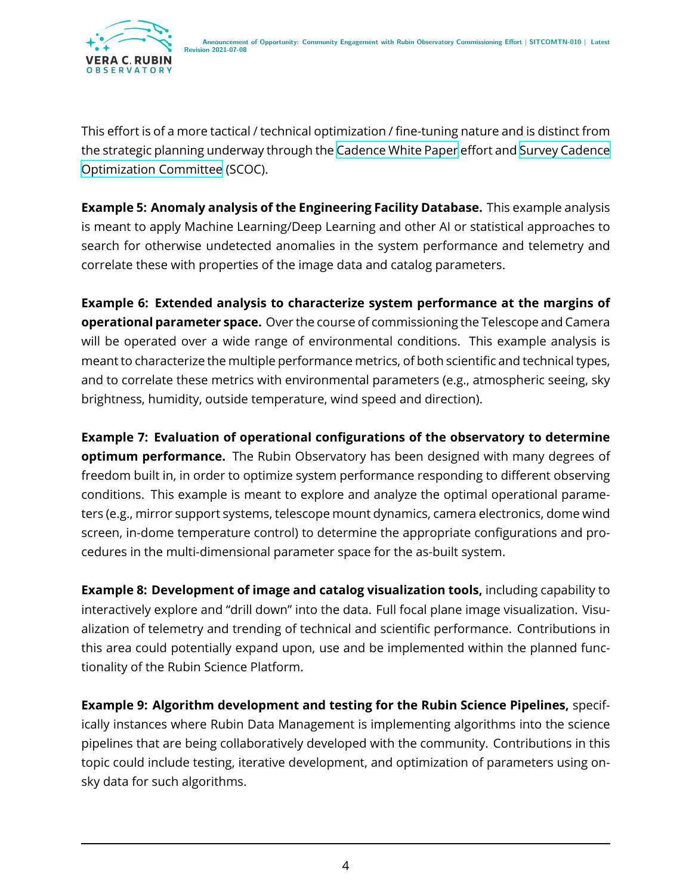This effort is of a more tactical / technical optimization / fine-tuning nature and is distinct from the strategic planning underway through the Cadence White Paper effort and Survey Cadence Optimization Committee (SCOC).

**Example 5: Anomaly analysis of the Engineering Facility Database.** This example analysis is meant to apply Machine Learning/Deep Learning and other AI or statistical approaches to search for otherwise undetected anomalies in the system performance and telemetry and correlate these with properties of the image data and catalog parameters.

**Example 6: Extended analysis to characterize system performance at the margins of operational parameter space.** Over the course of commissioning the Telescope and Camera will be operated over a wide range of environmental conditions. This example analysis is meant to characterize the multiple performance metrics, of both scientific and technical types, and to correlate these metrics with environmental parameters (e.g., atmospheric seeing, sky brightness, humidity, outside temperature, wind speed and direction).

**Example 7: Evaluation of operational configurations of the observatory to determine optimum performance.** The Rubin Observatory has been designed with many degrees of freedom built in, in order to optimize system performance responding to different observing conditions. This example is meant to explore and analyze the optimal operational parameters (e.g., mirror support systems, telescope mount dynamics, camera electronics, dome wind screen, in-dome temperature control) to determine the appropriate configurations and procedures in the multi-dimensional parameter space for the as-built system.

**Example 8: Development of image and catalog visualization tools,** including capability to interactively explore and "drill down" into the data. Full focal plane image visualization. Visualization of telemetry and trending of technical and scientific performance. Contributions in this area could potentially expand upon, use and be implemented within the planned functionality of the Rubin Science Platform.

**Example 9: Algorithm development and testing for the Rubin Science Pipelines,** specifically instances where Rubin Data Management is implementing algorithms into the science pipelines that are being collaboratively developed with the community. Contributions in this topic could include testing, iterative development, and optimization of parameters using on-sky data for such algorithms.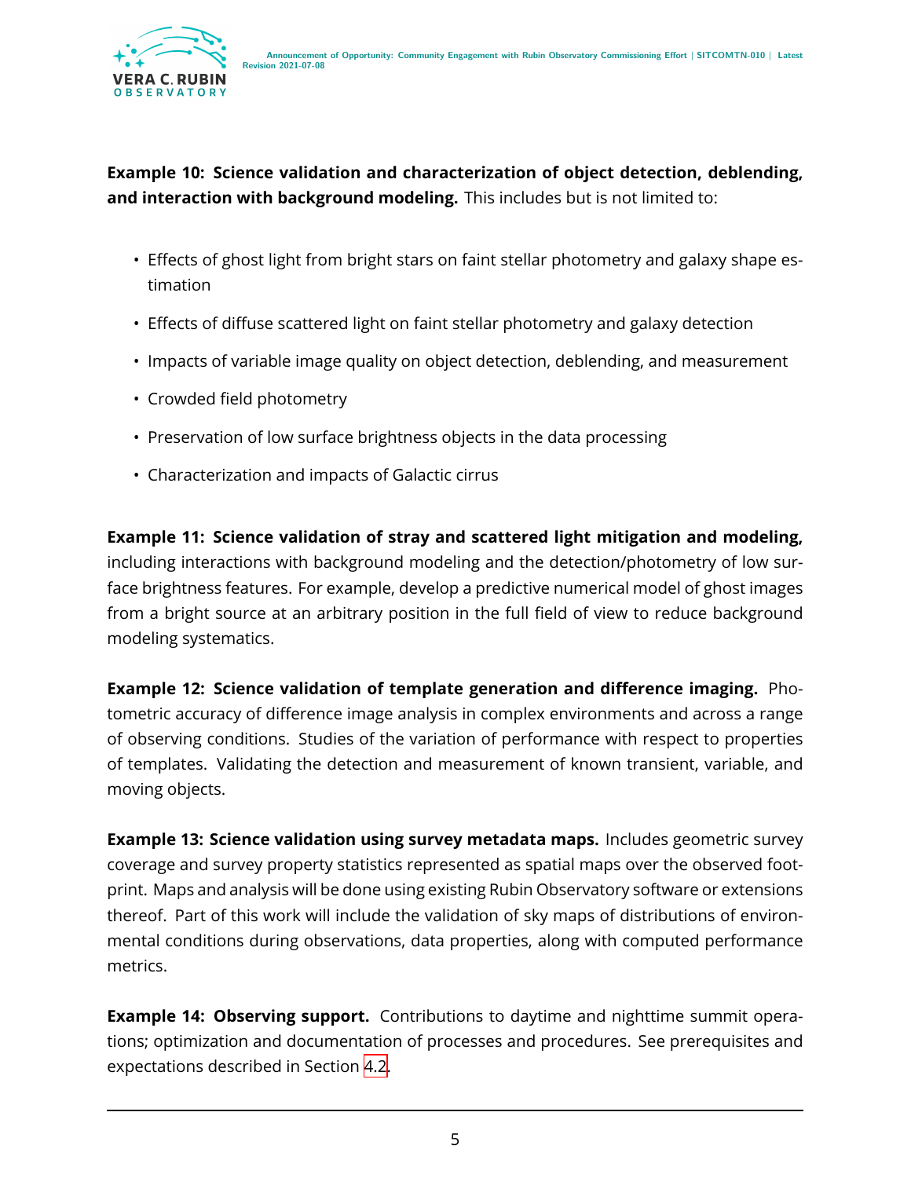**Example 10: Science validation and characterization of object detection, deblending, and interaction with background modeling.** This includes but is not limited to:

- Effects of ghost light from bright stars on faint stellar photometry and galaxy shape estimation
- Effects of diffuse scattered light on faint stellar photometry and galaxy detection
- Impacts of variable image quality on object detection, deblending, and measurement
- Crowded field photometry
- Preservation of low surface brightness objects in the data processing
- Characterization and impacts of Galactic cirrus

**Example 11: Science validation of stray and scattered light mitigation and modeling,** including interactions with background modeling and the detection/photometry of low surface brightness features. For example, develop a predictive numerical model of ghost images from a bright source at an arbitrary position in the full field of view to reduce background modeling systematics.

**Example 12: Science validation of template generation and difference imaging.** Photometric accuracy of difference image analysis in complex environments and across a range of observing conditions. Studies of the variation of performance with respect to properties of templates. Validating the detection and measurement of known transient, variable, and moving objects.

**Example 13: Science validation using survey metadata maps.** Includes geometric survey coverage and survey property statistics represented as spatial maps over the observed footprint. Maps and analysis will be done using existing Rubin Observatory software or extensions thereof. Part of this work will include the validation of sky maps of distributions of environmental conditions during observations, data properties, along with computed performance metrics.

**Example 14: Observing support.** Contributions to daytime and nighttime summit operations; optimization and documentation of processes and procedures. See prerequisites and expectations described in Section 4.2.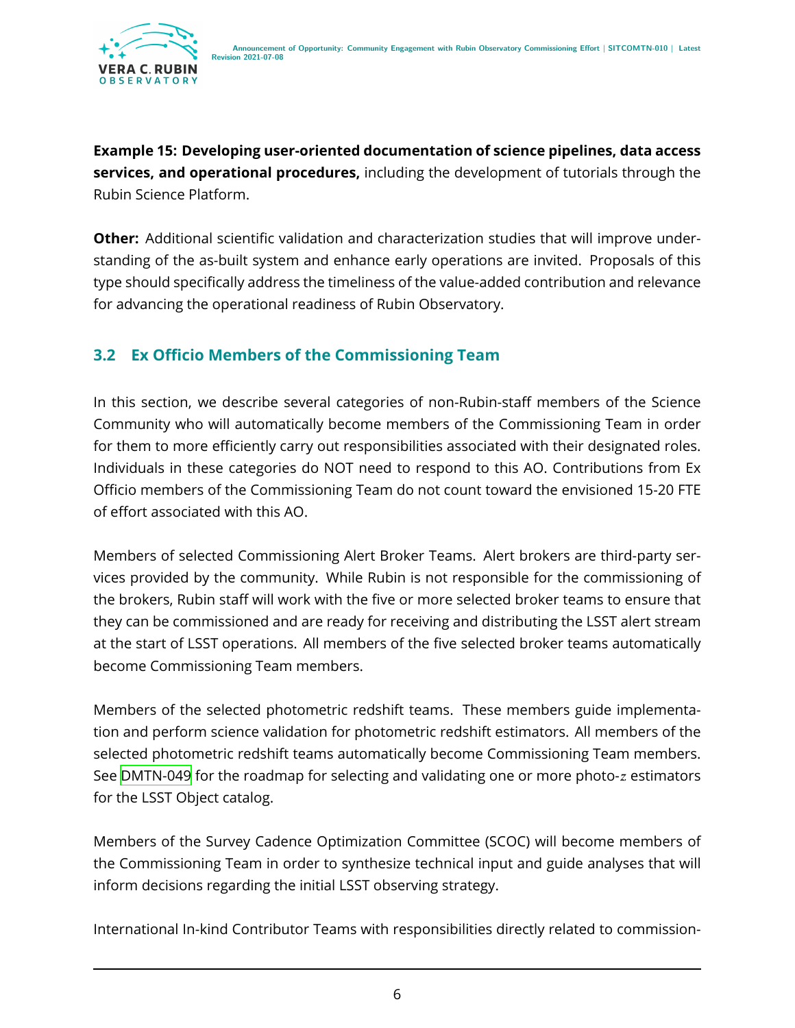**Example 15: Developing user-oriented documentation of science pipelines, data access services, and operational procedures,** including the development of tutorials through the Rubin Science Platform.

**Other:** Additional scientific validation and characterization studies that will improve understanding of the as-built system and enhance early operations are invited. Proposals of this type should specifically address the timeliness of the value-added contribution and relevance for advancing the operational readiness of Rubin Observatory.

## 3.2 Ex Officio Members of the Commissioning Team

In this section, we describe several categories of non-Rubin-staff members of the Science Community who will automatically become members of the Commissioning Team in order for them to more efficiently carry out responsibilities associated with their designated roles. Individuals in these categories do NOT need to respond to this AO. Contributions from Ex Officio members of the Commissioning Team do not count toward the envisioned 15-20 FTE of effort associated with this AO.

Members of selected Commissioning Alert Broker Teams. Alert brokers are third-party services provided by the community. While Rubin is not responsible for the commissioning of the brokers, Rubin staff will work with the five or more selected broker teams to ensure that they can be commissioned and are ready for receiving and distributing the LSST alert stream at the start of LSST operations. All members of the five selected broker teams automatically become Commissioning Team members.

Members of the selected photometric redshift teams. These members guide implementation and perform science validation for photometric redshift estimators. All members of the selected photometric redshift teams automatically become Commissioning Team members. See DMTN-049 for the roadmap for selecting and validating one or more photo-$z$ estimators for the LSST Object catalog.

Members of the Survey Cadence Optimization Committee (SCOC) will become members of the Commissioning Team in order to synthesize technical input and guide analyses that will inform decisions regarding the initial LSST observing strategy.

International In-kind Contributor Teams with responsibilities directly related to commission-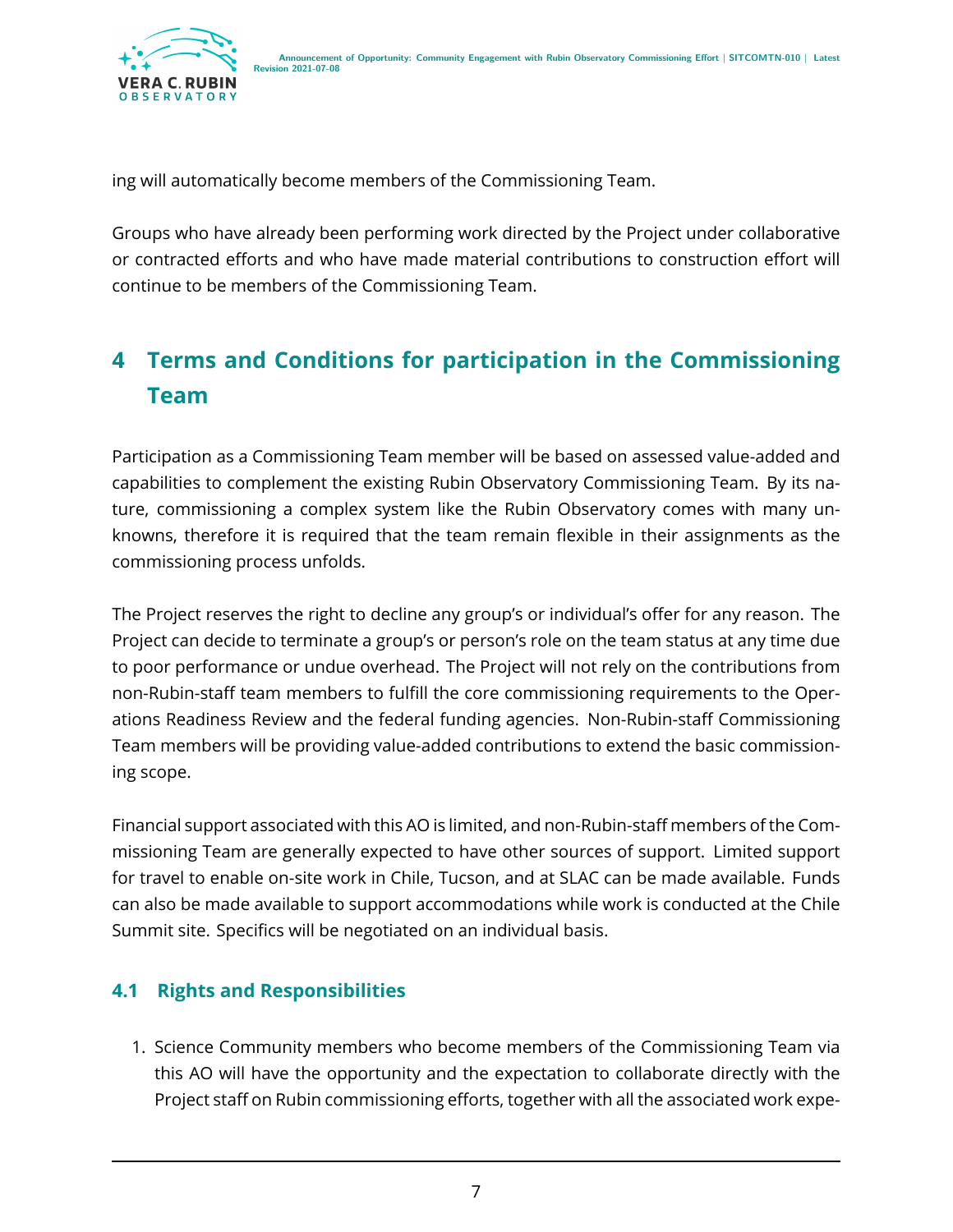ing will automatically become members of the Commissioning Team.

Groups who have already been performing work directed by the Project under collaborative or contracted efforts and who have made material contributions to construction effort will continue to be members of the Commissioning Team.

## 4 Terms and Conditions for participation in the Commissioning Team

Participation as a Commissioning Team member will be based on assessed value-added and capabilities to complement the existing Rubin Observatory Commissioning Team. By its nature, commissioning a complex system like the Rubin Observatory comes with many unknowns, therefore it is required that the team remain flexible in their assignments as the commissioning process unfolds.

The Project reserves the right to decline any group's or individual's offer for any reason. The Project can decide to terminate a group's or person's role on the team status at any time due to poor performance or undue overhead. The Project will not rely on the contributions from non-Rubin-staff team members to fulfill the core commissioning requirements to the Operations Readiness Review and the federal funding agencies. Non-Rubin-staff Commissioning Team members will be providing value-added contributions to extend the basic commissioning scope.

Financial support associated with this AO is limited, and non-Rubin-staff members of the Commissioning Team are generally expected to have other sources of support. Limited support for travel to enable on-site work in Chile, Tucson, and at SLAC can be made available. Funds can also be made available to support accommodations while work is conducted at the Chile Summit site. Specifics will be negotiated on an individual basis.

### 4.1 Rights and Responsibilities

1. Science Community members who become members of the Commissioning Team via this AO will have the opportunity and the expectation to collaborate directly with the Project staff on Rubin commissioning efforts, together with all the associated work expe-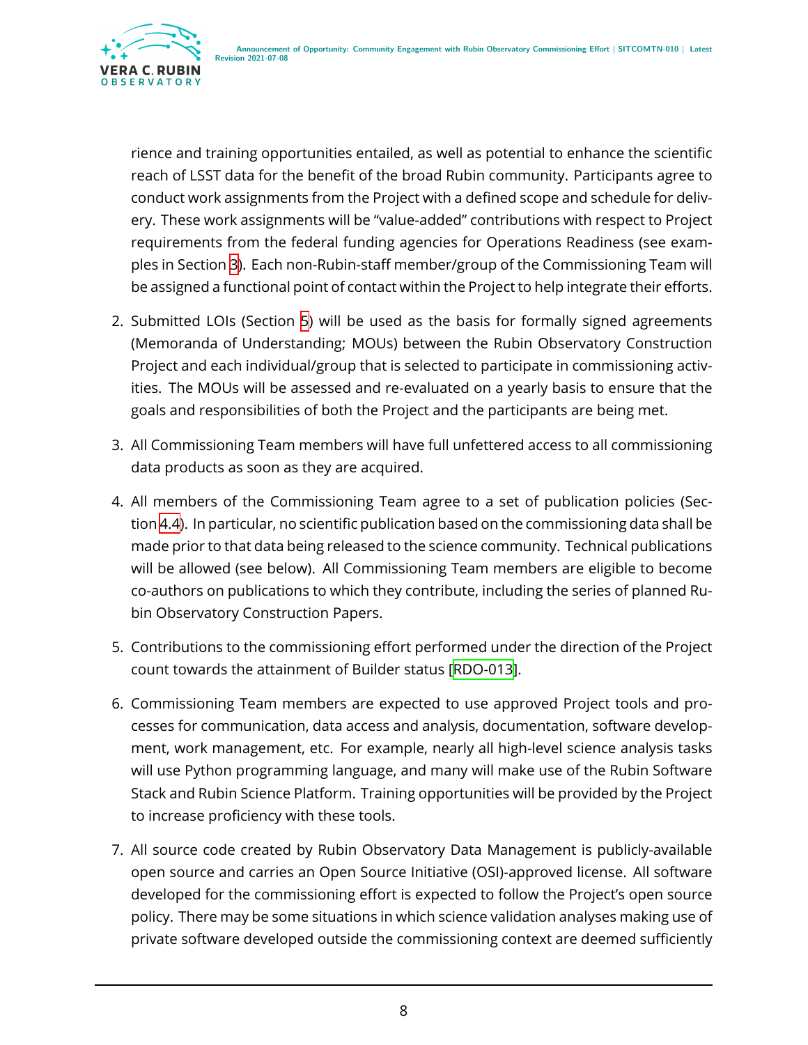rience and training opportunities entailed, as well as potential to enhance the scientific reach of LSST data for the benefit of the broad Rubin community. Participants agree to conduct work assignments from the Project with a defined scope and schedule for delivery. These work assignments will be "value-added" contributions with respect to Project requirements from the federal funding agencies for Operations Readiness (see examples in Section 3). Each non-Rubin-staff member/group of the Commissioning Team will be assigned a functional point of contact within the Project to help integrate their efforts.

2. Submitted LOIs (Section 5) will be used as the basis for formally signed agreements (Memoranda of Understanding; MOUs) between the Rubin Observatory Construction Project and each individual/group that is selected to participate in commissioning activities. The MOUs will be assessed and re-evaluated on a yearly basis to ensure that the goals and responsibilities of both the Project and the participants are being met.

3. All Commissioning Team members will have full unfettered access to all commissioning data products as soon as they are acquired.

4. All members of the Commissioning Team agree to a set of publication policies (Section 4.4). In particular, no scientific publication based on the commissioning data shall be made prior to that data being released to the science community. Technical publications will be allowed (see below). All Commissioning Team members are eligible to become co-authors on publications to which they contribute, including the series of planned Rubin Observatory Construction Papers.

5. Contributions to the commissioning effort performed under the direction of the Project count towards the attainment of Builder status [RDO-013].

6. Commissioning Team members are expected to use approved Project tools and processes for communication, data access and analysis, documentation, software development, work management, etc. For example, nearly all high-level science analysis tasks will use Python programming language, and many will make use of the Rubin Software Stack and Rubin Science Platform. Training opportunities will be provided by the Project to increase proficiency with these tools.

7. All source code created by Rubin Observatory Data Management is publicly-available open source and carries an Open Source Initiative (OSI)-approved license. All software developed for the commissioning effort is expected to follow the Project's open source policy. There may be some situations in which science validation analyses making use of private software developed outside the commissioning context are deemed sufficiently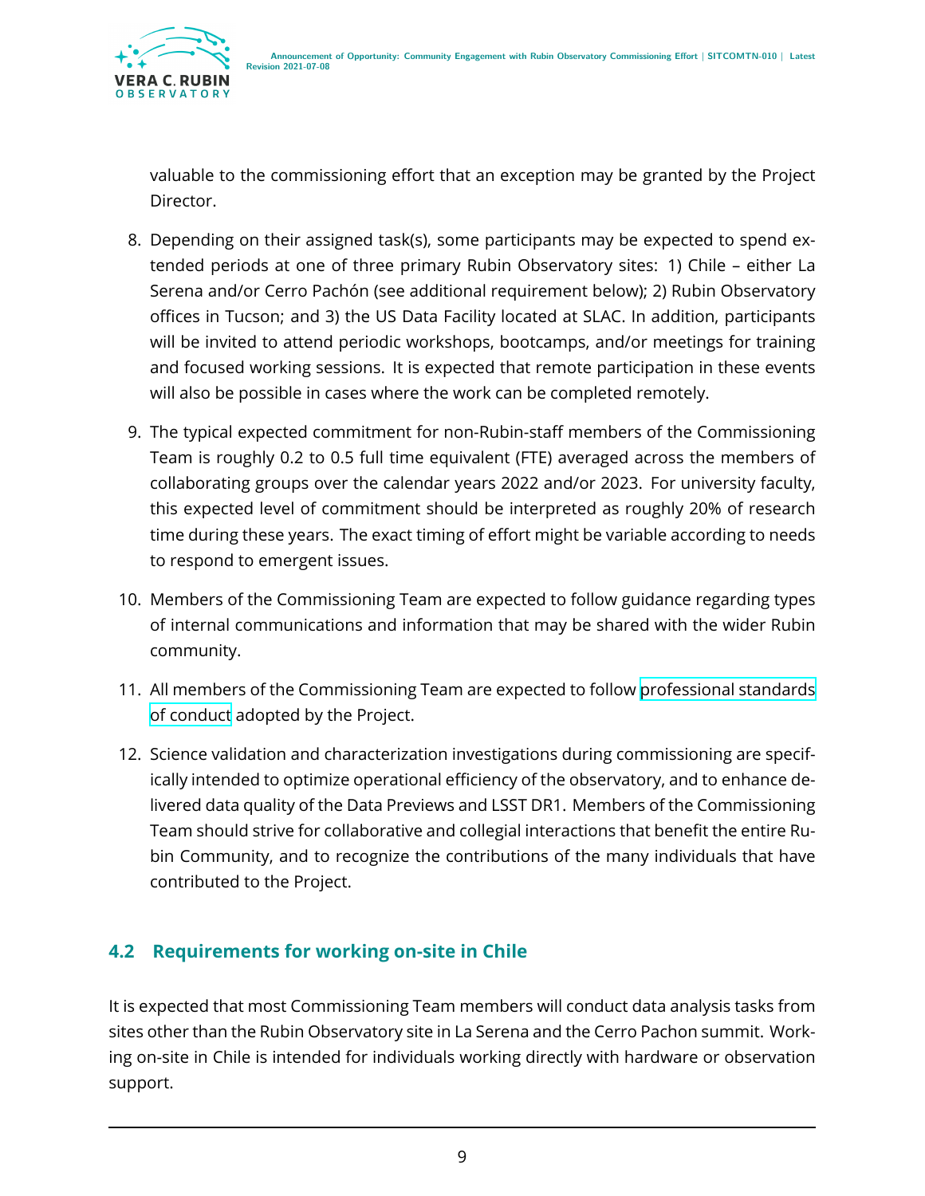valuable to the commissioning effort that an exception may be granted by the Project Director.

8. Depending on their assigned task(s), some participants may be expected to spend extended periods at one of three primary Rubin Observatory sites: 1) Chile – either La Serena and/or Cerro Pachón (see additional requirement below); 2) Rubin Observatory offices in Tucson; and 3) the US Data Facility located at SLAC. In addition, participants will be invited to attend periodic workshops, bootcamps, and/or meetings for training and focused working sessions. It is expected that remote participation in these events will also be possible in cases where the work can be completed remotely.

9. The typical expected commitment for non-Rubin-staff members of the Commissioning Team is roughly 0.2 to 0.5 full time equivalent (FTE) averaged across the members of collaborating groups over the calendar years 2022 and/or 2023. For university faculty, this expected level of commitment should be interpreted as roughly 20% of research time during these years. The exact timing of effort might be variable according to needs to respond to emergent issues.

10. Members of the Commissioning Team are expected to follow guidance regarding types of internal communications and information that may be shared with the wider Rubin community.

11. All members of the Commissioning Team are expected to follow professional standards of conduct adopted by the Project.

12. Science validation and characterization investigations during commissioning are specifically intended to optimize operational efficiency of the observatory, and to enhance delivered data quality of the Data Previews and LSST DR1. Members of the Commissioning Team should strive for collaborative and collegial interactions that benefit the entire Rubin Community, and to recognize the contributions of the many individuals that have contributed to the Project.

## 4.2 Requirements for working on-site in Chile

It is expected that most Commissioning Team members will conduct data analysis tasks from sites other than the Rubin Observatory site in La Serena and the Cerro Pachon summit. Working on-site in Chile is intended for individuals working directly with hardware or observation support.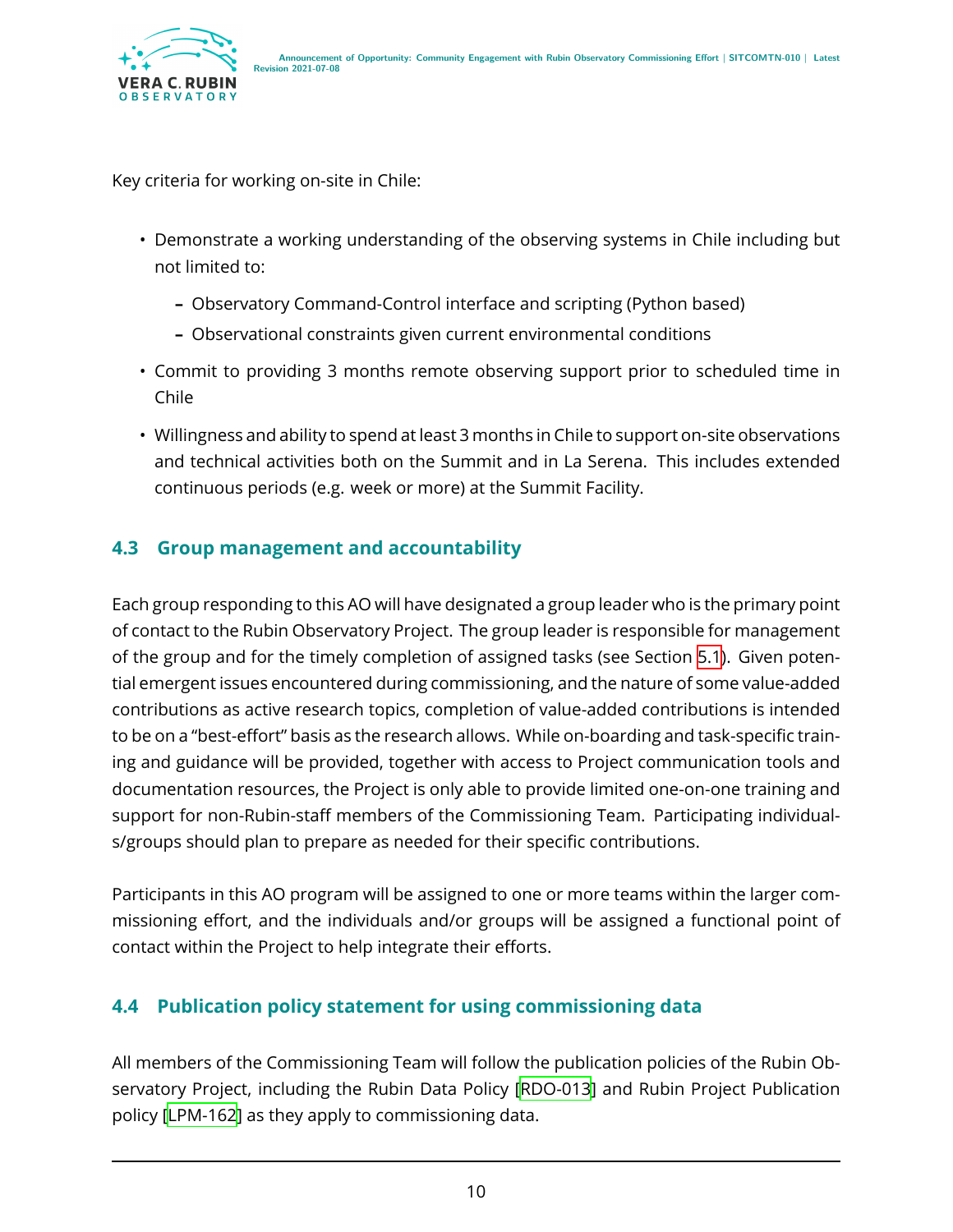Key criteria for working on-site in Chile:

- Demonstrate a working understanding of the observing systems in Chile including but not limited to:
  - Observatory Command-Control interface and scripting (Python based)
  - Observational constraints given current environmental conditions
- Commit to providing 3 months remote observing support prior to scheduled time in Chile
- Willingness and ability to spend at least 3 months in Chile to support on-site observations and technical activities both on the Summit and in La Serena. This includes extended continuous periods (e.g. week or more) at the Summit Facility.

### 4.3 Group management and accountability

Each group responding to this AO will have designated a group leader who is the primary point of contact to the Rubin Observatory Project. The group leader is responsible for management of the group and for the timely completion of assigned tasks (see Section 5.1). Given potential emergent issues encountered during commissioning, and the nature of some value-added contributions as active research topics, completion of value-added contributions is intended to be on a "best-effort" basis as the research allows. While on-boarding and task-specific training and guidance will be provided, together with access to Project communication tools and documentation resources, the Project is only able to provide limited one-on-one training and support for non-Rubin-staff members of the Commissioning Team. Participating individuals/groups should plan to prepare as needed for their specific contributions.

Participants in this AO program will be assigned to one or more teams within the larger commissioning effort, and the individuals and/or groups will be assigned a functional point of contact within the Project to help integrate their efforts.

### 4.4 Publication policy statement for using commissioning data

All members of the Commissioning Team will follow the publication policies of the Rubin Observatory Project, including the Rubin Data Policy [RDO-013] and Rubin Project Publication policy [LPM-162] as they apply to commissioning data.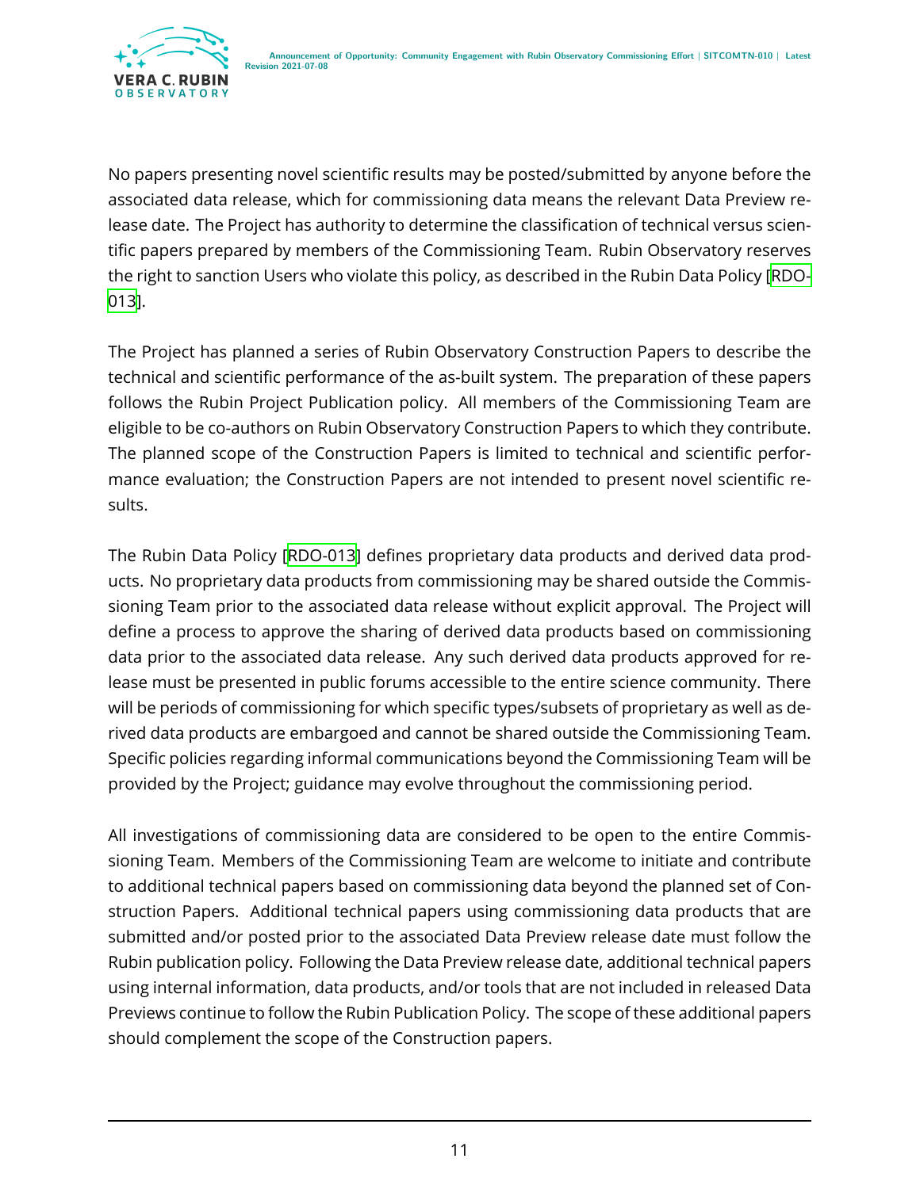No papers presenting novel scientific results may be posted/submitted by anyone before the associated data release, which for commissioning data means the relevant Data Preview release date. The Project has authority to determine the classification of technical versus scientific papers prepared by members of the Commissioning Team. Rubin Observatory reserves the right to sanction Users who violate this policy, as described in the Rubin Data Policy [RDO-013].

The Project has planned a series of Rubin Observatory Construction Papers to describe the technical and scientific performance of the as-built system. The preparation of these papers follows the Rubin Project Publication policy. All members of the Commissioning Team are eligible to be co-authors on Rubin Observatory Construction Papers to which they contribute. The planned scope of the Construction Papers is limited to technical and scientific performance evaluation; the Construction Papers are not intended to present novel scientific results.

The Rubin Data Policy [RDO-013] defines proprietary data products and derived data products. No proprietary data products from commissioning may be shared outside the Commissioning Team prior to the associated data release without explicit approval. The Project will define a process to approve the sharing of derived data products based on commissioning data prior to the associated data release. Any such derived data products approved for release must be presented in public forums accessible to the entire science community. There will be periods of commissioning for which specific types/subsets of proprietary as well as derived data products are embargoed and cannot be shared outside the Commissioning Team. Specific policies regarding informal communications beyond the Commissioning Team will be provided by the Project; guidance may evolve throughout the commissioning period.

All investigations of commissioning data are considered to be open to the entire Commissioning Team. Members of the Commissioning Team are welcome to initiate and contribute to additional technical papers based on commissioning data beyond the planned set of Construction Papers. Additional technical papers using commissioning data products that are submitted and/or posted prior to the associated Data Preview release date must follow the Rubin publication policy. Following the Data Preview release date, additional technical papers using internal information, data products, and/or tools that are not included in released Data Previews continue to follow the Rubin Publication Policy. The scope of these additional papers should complement the scope of the Construction papers.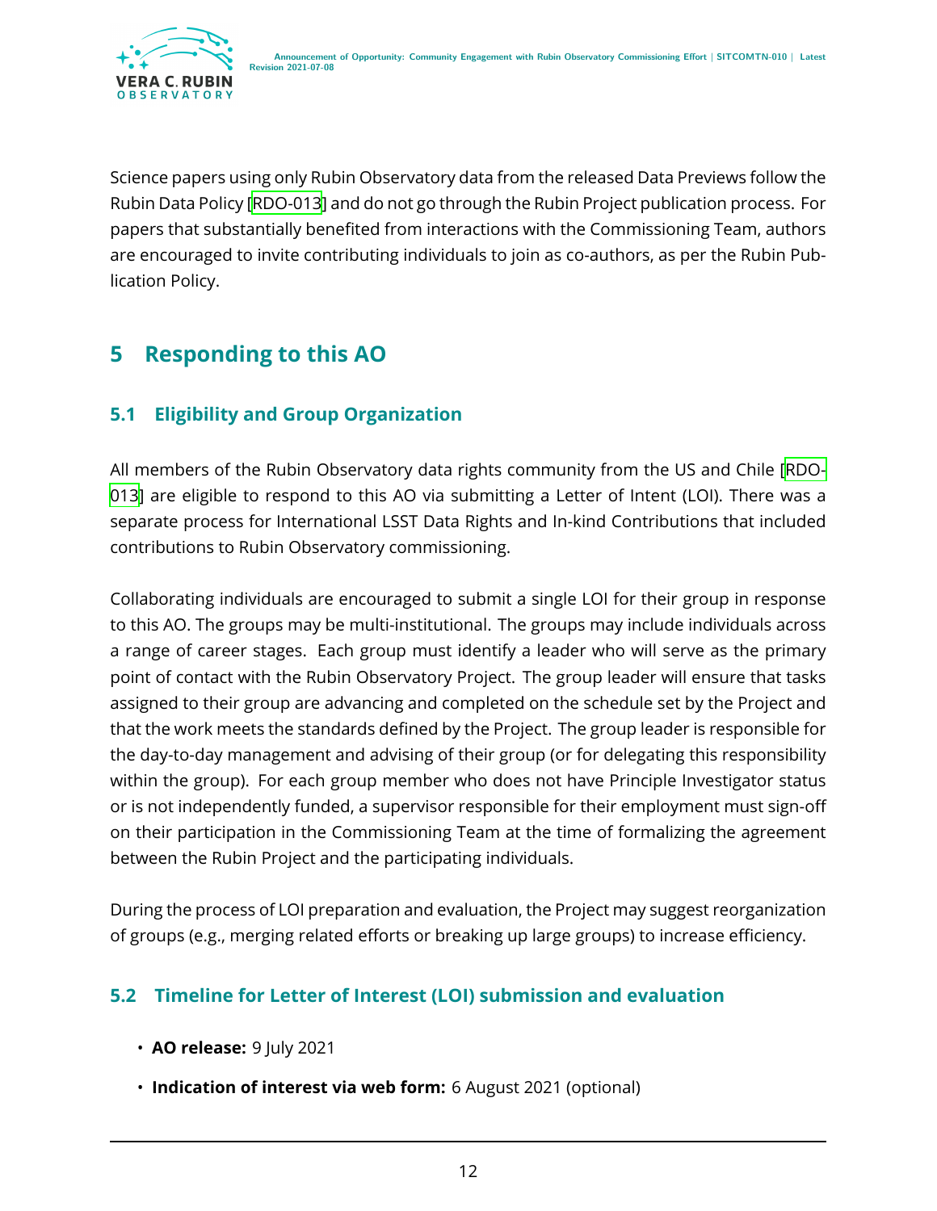Science papers using only Rubin Observatory data from the released Data Previews follow the Rubin Data Policy [RDO-013] and do not go through the Rubin Project publication process. For papers that substantially benefited from interactions with the Commissioning Team, authors are encouraged to invite contributing individuals to join as co-authors, as per the Rubin Publication Policy.

# 5 Responding to this AO

## 5.1 Eligibility and Group Organization

All members of the Rubin Observatory data rights community from the US and Chile [RDO-013] are eligible to respond to this AO via submitting a Letter of Intent (LOI). There was a separate process for International LSST Data Rights and In-kind Contributions that included contributions to Rubin Observatory commissioning.

Collaborating individuals are encouraged to submit a single LOI for their group in response to this AO. The groups may be multi-institutional. The groups may include individuals across a range of career stages. Each group must identify a leader who will serve as the primary point of contact with the Rubin Observatory Project. The group leader will ensure that tasks assigned to their group are advancing and completed on the schedule set by the Project and that the work meets the standards defined by the Project. The group leader is responsible for the day-to-day management and advising of their group (or for delegating this responsibility within the group). For each group member who does not have Principle Investigator status or is not independently funded, a supervisor responsible for their employment must sign-off on their participation in the Commissioning Team at the time of formalizing the agreement between the Rubin Project and the participating individuals.

During the process of LOI preparation and evaluation, the Project may suggest reorganization of groups (e.g., merging related efforts or breaking up large groups) to increase efficiency.

## 5.2 Timeline for Letter of Interest (LOI) submission and evaluation

- **AO release:** 9 July 2021
- **Indication of interest via web form:** 6 August 2021 (optional)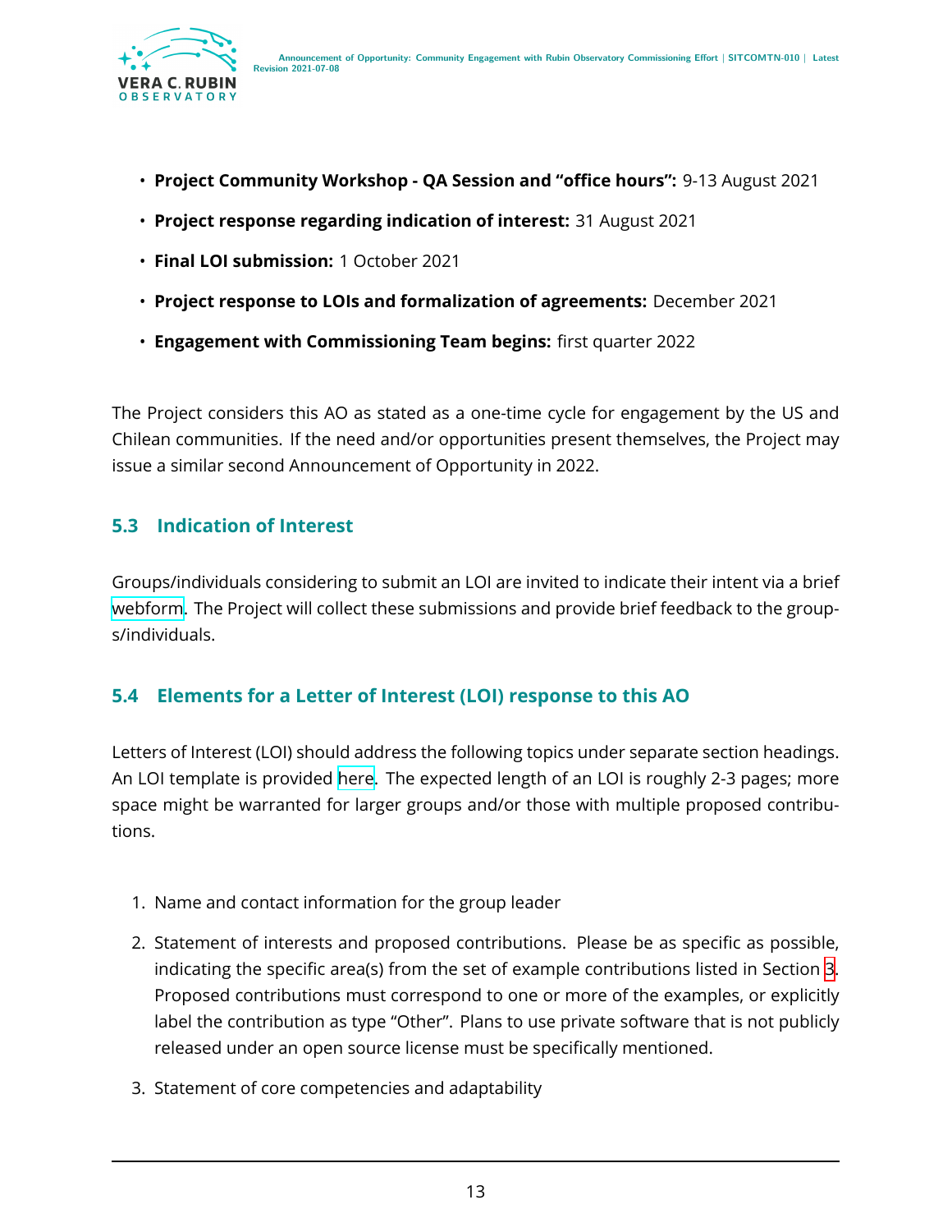- **Project Community Workshop - QA Session and "office hours":** 9-13 August 2021
- **Project response regarding indication of interest:** 31 August 2021
- **Final LOI submission:** 1 October 2021
- **Project response to LOIs and formalization of agreements:** December 2021
- **Engagement with Commissioning Team begins:** first quarter 2022

The Project considers this AO as stated as a one-time cycle for engagement by the US and Chilean communities. If the need and/or opportunities present themselves, the Project may issue a similar second Announcement of Opportunity in 2022.

### 5.3 Indication of Interest

Groups/individuals considering to submit an LOI are invited to indicate their intent via a brief webform. The Project will collect these submissions and provide brief feedback to the groups/individuals.

### 5.4 Elements for a Letter of Interest (LOI) response to this AO

Letters of Interest (LOI) should address the following topics under separate section headings. An LOI template is provided here. The expected length of an LOI is roughly 2-3 pages; more space might be warranted for larger groups and/or those with multiple proposed contributions.

1. Name and contact information for the group leader
2. Statement of interests and proposed contributions. Please be as specific as possible, indicating the specific area(s) from the set of example contributions listed in Section 3. Proposed contributions must correspond to one or more of the examples, or explicitly label the contribution as type "Other". Plans to use private software that is not publicly released under an open source license must be specifically mentioned.
3. Statement of core competencies and adaptability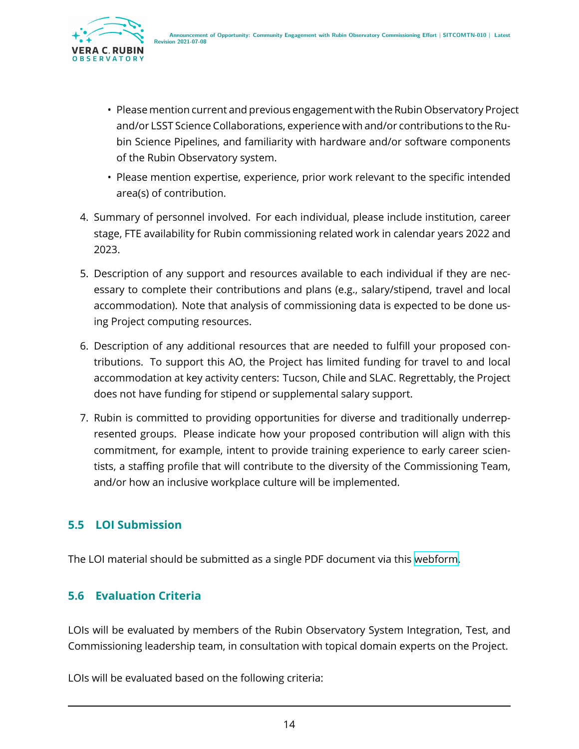- Please mention current and previous engagement with the Rubin Observatory Project and/or LSST Science Collaborations, experience with and/or contributions to the Rubin Science Pipelines, and familiarity with hardware and/or software components of the Rubin Observatory system.
- Please mention expertise, experience, prior work relevant to the specific intended area(s) of contribution.

4. Summary of personnel involved. For each individual, please include institution, career stage, FTE availability for Rubin commissioning related work in calendar years 2022 and 2023.

5. Description of any support and resources available to each individual if they are necessary to complete their contributions and plans (e.g., salary/stipend, travel and local accommodation). Note that analysis of commissioning data is expected to be done using Project computing resources.

6. Description of any additional resources that are needed to fulfill your proposed contributions. To support this AO, the Project has limited funding for travel to and local accommodation at key activity centers: Tucson, Chile and SLAC. Regrettably, the Project does not have funding for stipend or supplemental salary support.

7. Rubin is committed to providing opportunities for diverse and traditionally underrepresented groups. Please indicate how your proposed contribution will align with this commitment, for example, intent to provide training experience to early career scientists, a staffing profile that will contribute to the diversity of the Commissioning Team, and/or how an inclusive workplace culture will be implemented.

### 5.5 LOI Submission

The LOI material should be submitted as a single PDF document via this webform.

### 5.6 Evaluation Criteria

LOIs will be evaluated by members of the Rubin Observatory System Integration, Test, and Commissioning leadership team, in consultation with topical domain experts on the Project.

LOIs will be evaluated based on the following criteria: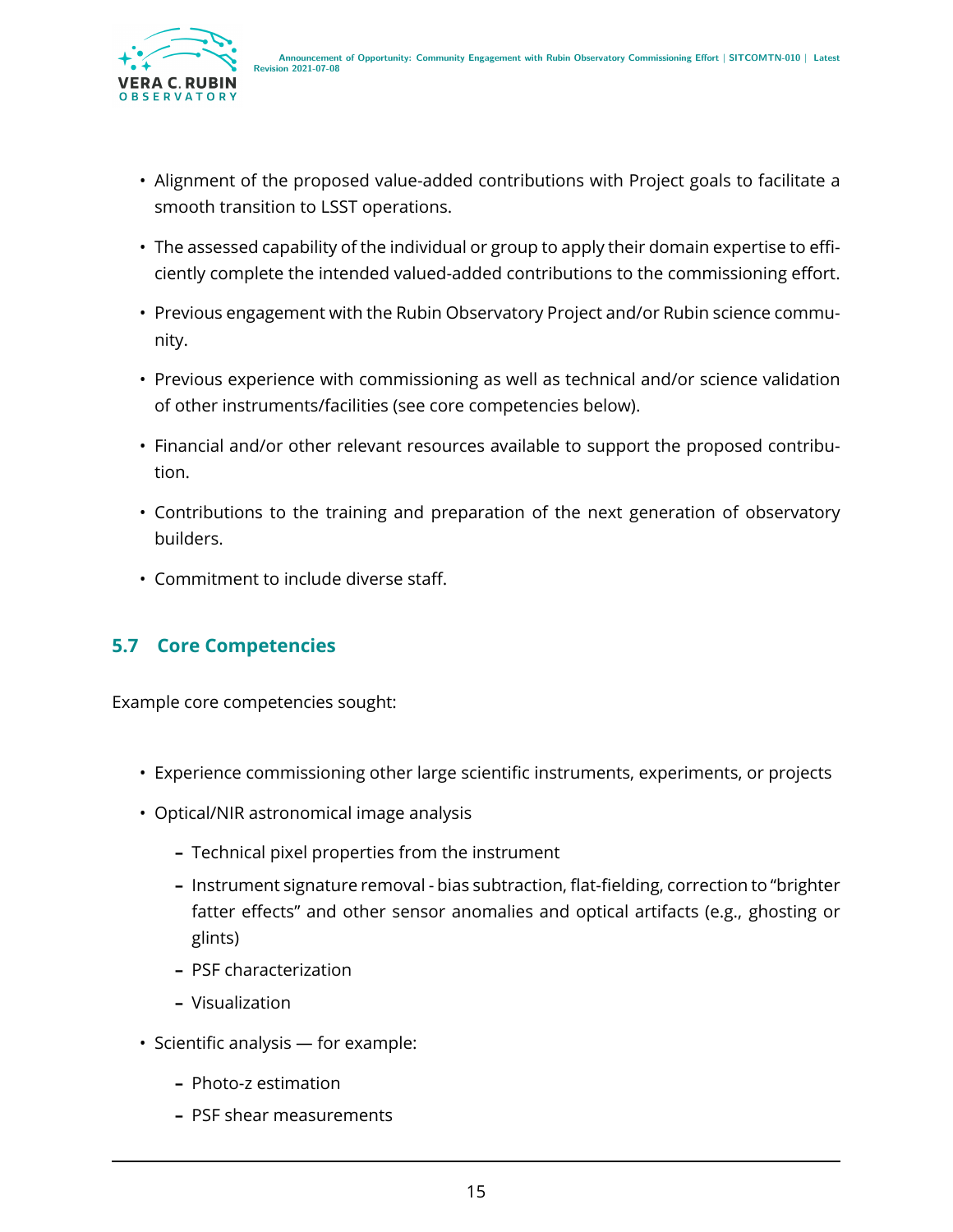- Alignment of the proposed value-added contributions with Project goals to facilitate a smooth transition to LSST operations.
- The assessed capability of the individual or group to apply their domain expertise to efficiently complete the intended valued-added contributions to the commissioning effort.
- Previous engagement with the Rubin Observatory Project and/or Rubin science community.
- Previous experience with commissioning as well as technical and/or science validation of other instruments/facilities (see core competencies below).
- Financial and/or other relevant resources available to support the proposed contribution.
- Contributions to the training and preparation of the next generation of observatory builders.
- Commitment to include diverse staff.

### 5.7 Core Competencies

Example core competencies sought:

- Experience commissioning other large scientific instruments, experiments, or projects
- Optical/NIR astronomical image analysis
  - Technical pixel properties from the instrument
  - Instrument signature removal - bias subtraction, flat-fielding, correction to "brighter fatter effects" and other sensor anomalies and optical artifacts (e.g., ghosting or glints)
  - PSF characterization
  - Visualization
- Scientific analysis — for example:
  - Photo-z estimation
  - PSF shear measurements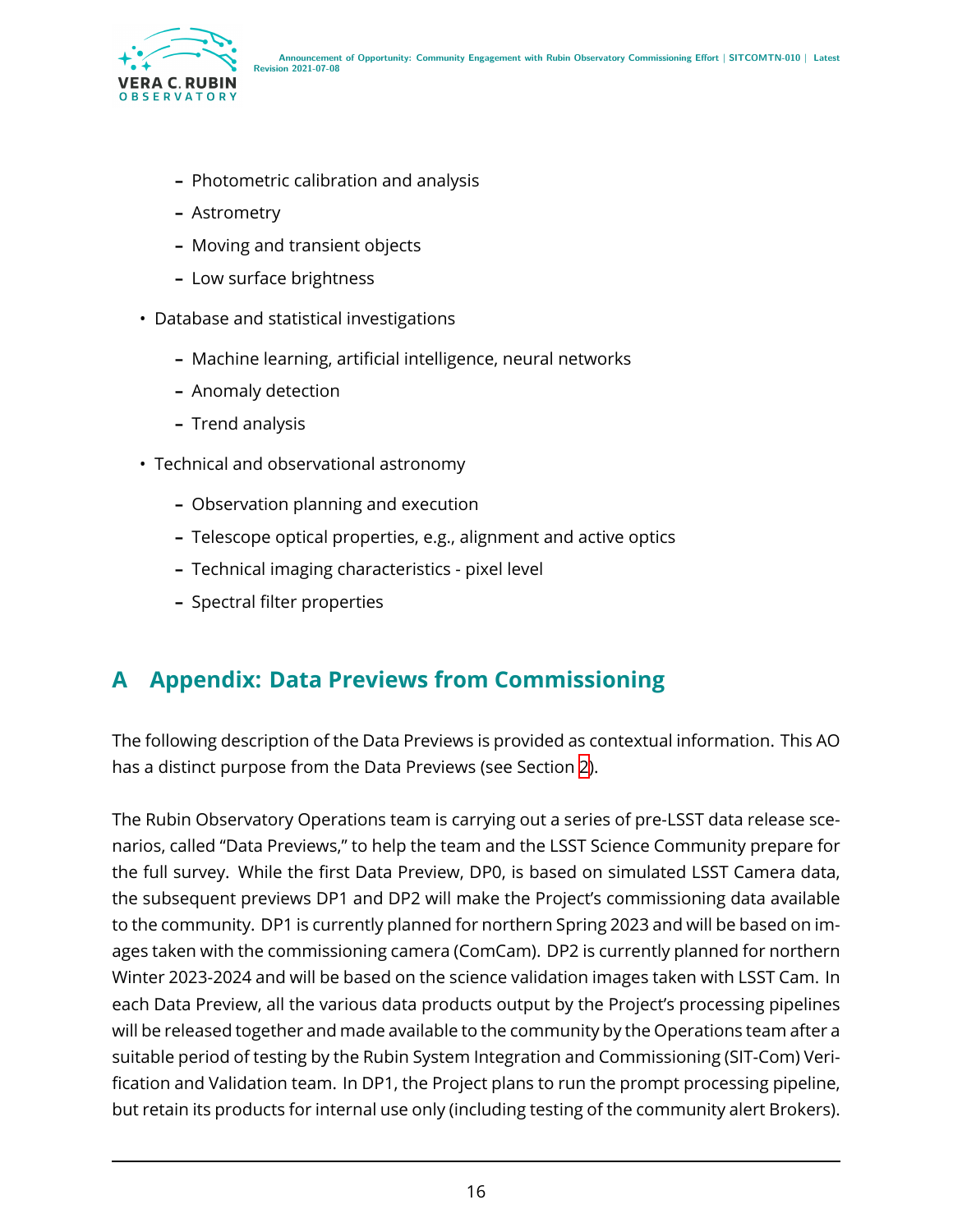- Photometric calibration and analysis
  - Astrometry
  - Moving and transient objects
  - Low surface brightness
- Database and statistical investigations
  - Machine learning, artificial intelligence, neural networks
  - Anomaly detection
  - Trend analysis
- Technical and observational astronomy
  - Observation planning and execution
  - Telescope optical properties, e.g., alignment and active optics
  - Technical imaging characteristics - pixel level
  - Spectral filter properties

## A Appendix: Data Previews from Commissioning

The following description of the Data Previews is provided as contextual information. This AO has a distinct purpose from the Data Previews (see Section 2).

The Rubin Observatory Operations team is carrying out a series of pre-LSST data release scenarios, called "Data Previews," to help the team and the LSST Science Community prepare for the full survey. While the first Data Preview, DP0, is based on simulated LSST Camera data, the subsequent previews DP1 and DP2 will make the Project's commissioning data available to the community. DP1 is currently planned for northern Spring 2023 and will be based on images taken with the commissioning camera (ComCam). DP2 is currently planned for northern Winter 2023-2024 and will be based on the science validation images taken with LSST Cam. In each Data Preview, all the various data products output by the Project's processing pipelines will be released together and made available to the community by the Operations team after a suitable period of testing by the Rubin System Integration and Commissioning (SIT-Com) Verification and Validation team. In DP1, the Project plans to run the prompt processing pipeline, but retain its products for internal use only (including testing of the community alert Brokers).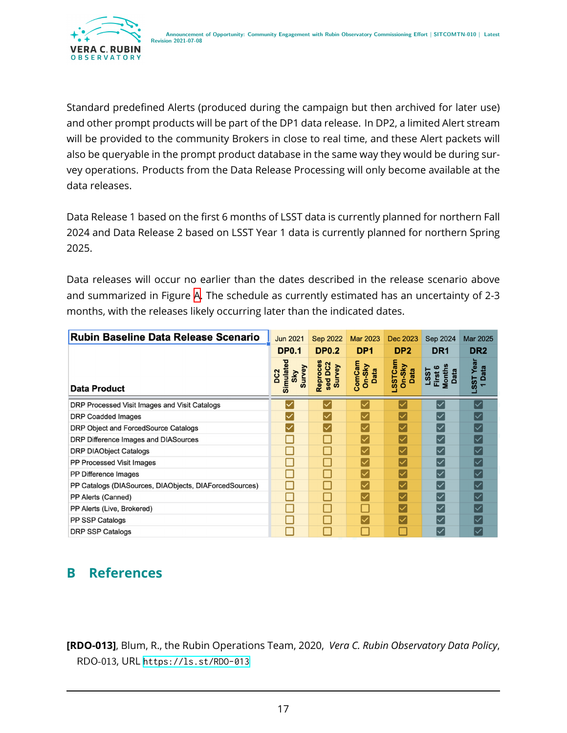Standard predefined Alerts (produced during the campaign but then archived for later use) and other prompt products will be part of the DP1 data release. In DP2, a limited Alert stream will be provided to the community Brokers in close to real time, and these Alert packets will also be queryable in the prompt product database in the same way they would be during survey operations. Products from the Data Release Processing will only become available at the data releases.

Data Release 1 based on the first 6 months of LSST data is currently planned for northern Fall 2024 and Data Release 2 based on LSST Year 1 data is currently planned for northern Spring 2025.

Data releases will occur no earlier than the dates described in the release scenario above and summarized in Figure A. The schedule as currently estimated has an uncertainty of 2-3 months, with the releases likely occurring later than the indicated dates.

| Rubin Baseline Data Release Scenario | Jun 2021 | Sep 2022 | Mar 2023 | Dec 2023 | Sep 2024 | Mar 2025 |
|---|---|---|---|---|---|---|
| | DP0.1 | DP0.2 | DP1 | DP2 | DR1 | DR2 |
| Data Product | DC2 Simulated Sky Survey | Reprocessed DC2 Survey | ComCam On-Sky Data | LSSTCam On-Sky Data | LSST First 6 Months Data | LSST Year 1 Data |
| DRP Processed Visit Images and Visit Catalogs | ☑ | ☑ | ☑ | ☑ | ☑ | ☑ |
| DRP Coadded Images | ☑ | ☑ | ☑ | ☑ | ☑ | ☑ |
| DRP Object and ForcedSource Catalogs | ☑ | ☑ | ☑ | ☑ | ☑ | ☑ |
| DRP Difference Images and DIASources | ☐ | ☐ | ☑ | ☑ | ☑ | ☑ |
| DRP DIAObject Catalogs | ☐ | ☐ | ☑ | ☑ | ☑ | ☑ |
| PP Processed Visit Images | ☐ | ☐ | ☑ | ☑ | ☑ | ☑ |
| PP Difference Images | ☐ | ☐ | ☑ | ☑ | ☑ | ☑ |
| PP Catalogs (DIASources, DIAObjects, DIAForcedSources) | ☐ | ☐ | ☑ | ☑ | ☑ | ☑ |
| PP Alerts (Canned) | ☐ | ☐ | ☑ | ☑ | ☑ | ☑ |
| PP Alerts (Live, Brokered) | ☐ | ☐ | ☐ | ☑ | ☑ | ☑ |
| PP SSP Catalogs | ☐ | ☐ | ☑ | ☑ | ☑ | ☑ |
| DRP SSP Catalogs | ☐ | ☐ | ☐ | ☐ | ☑ | ☑ |

## B References

**[RDO-013]**, Blum, R., the Rubin Operations Team, 2020, *Vera C. Rubin Observatory Data Policy*, RDO-013, URL https://ls.st/RDO-013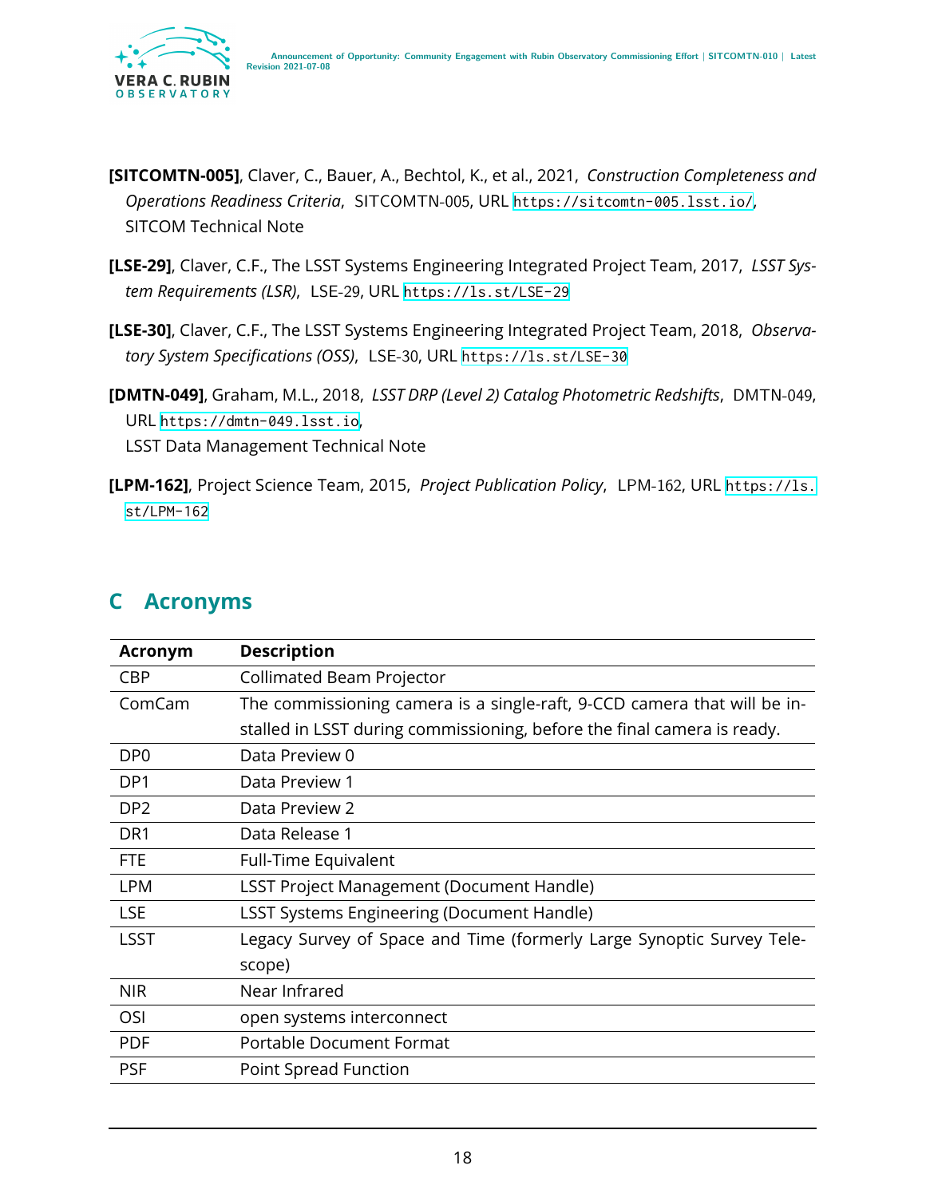**[SITCOMTN-005]**, Claver, C., Bauer, A., Bechtol, K., et al., 2021, *Construction Completeness and Operations Readiness Criteria*, SITCOMTN-005, URL https://sitcomtn-005.lsst.io/, SITCOM Technical Note

**[LSE-29]**, Claver, C.F., The LSST Systems Engineering Integrated Project Team, 2017, *LSST System Requirements (LSR)*, LSE-29, URL https://ls.st/LSE-29

**[LSE-30]**, Claver, C.F., The LSST Systems Engineering Integrated Project Team, 2018, *Observatory System Specifications (OSS)*, LSE-30, URL https://ls.st/LSE-30

**[DMTN-049]**, Graham, M.L., 2018, *LSST DRP (Level 2) Catalog Photometric Redshifts*, DMTN-049, URL https://dmtn-049.lsst.io,
LSST Data Management Technical Note

**[LPM-162]**, Project Science Team, 2015, *Project Publication Policy*, LPM-162, URL https://ls.st/LPM-162

## C Acronyms

| Acronym | Description |
|---|---|
| CBP | Collimated Beam Projector |
| ComCam | The commissioning camera is a single-raft, 9-CCD camera that will be installed in LSST during commissioning, before the final camera is ready. |
| DP0 | Data Preview 0 |
| DP1 | Data Preview 1 |
| DP2 | Data Preview 2 |
| DR1 | Data Release 1 |
| FTE | Full-Time Equivalent |
| LPM | LSST Project Management (Document Handle) |
| LSE | LSST Systems Engineering (Document Handle) |
| LSST | Legacy Survey of Space and Time (formerly Large Synoptic Survey Telescope) |
| NIR | Near Infrared |
| OSI | open systems interconnect |
| PDF | Portable Document Format |
| PSF | Point Spread Function |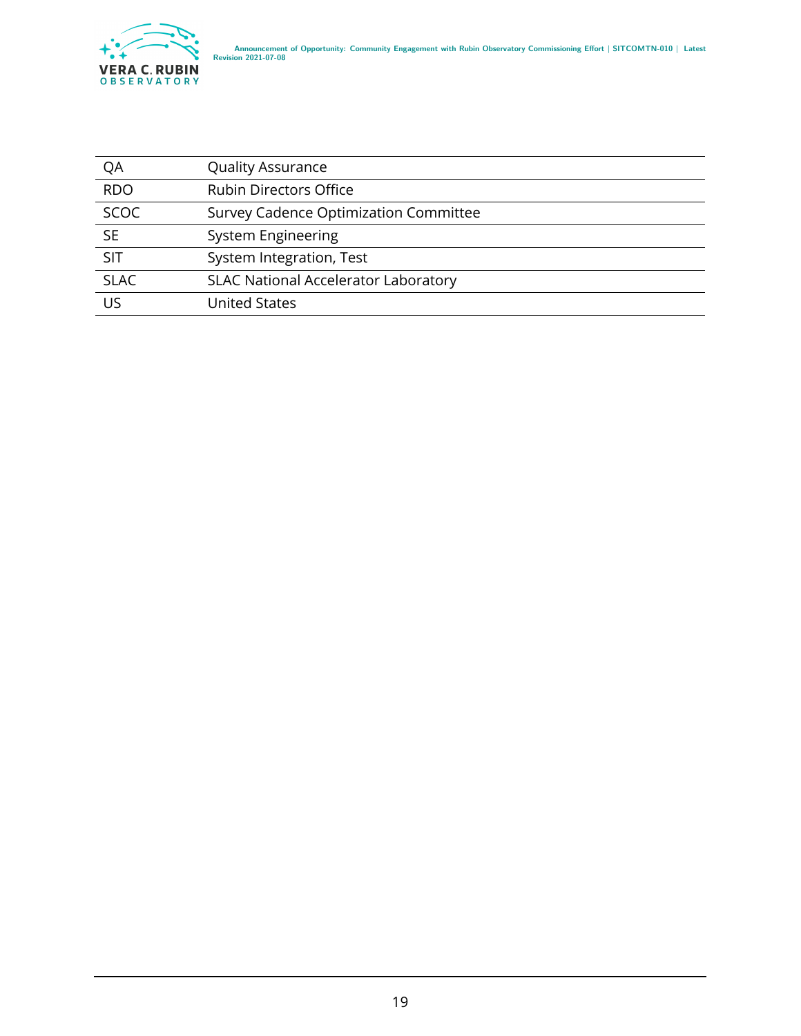| | |
|---|---|
| QA | Quality Assurance |
| RDO | Rubin Directors Office |
| SCOC | Survey Cadence Optimization Committee |
| SE | System Engineering |
| SIT | System Integration, Test |
| SLAC | SLAC National Accelerator Laboratory |
| US | United States |